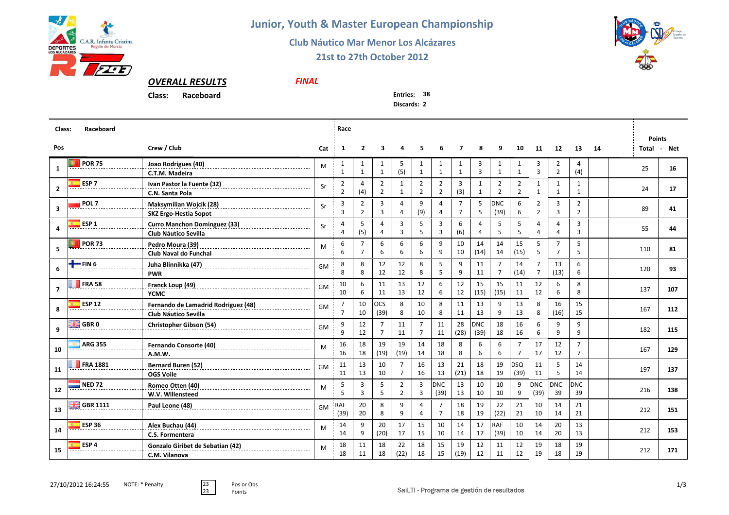# Junior, Youth & Master European Championship

## Club Náutico Mar Menor Los Alcázares

## 21st to 27th October 2012

**OVERALL RESULTS** *FINAL*

**Class:** Raceboard

**Entries:** 38
**Discards:** 2

| Pos | Sail | Crew / Club | Cat | 1 | 2 | 3 | 4 | 5 | 6 | 7 | 8 | 9 | 10 | 11 | 12 | 13 | 14 | Total | Net |
|---|---|---|---|---|---|---|---|---|---|---|---|---|---|---|---|---|---|---|---|
| 1 | POR 75 | Joao Rodrigues (40) / C.T.M. Madeira | M | 1 / 1 | 1 / 1 | 1 / 1 | 5 / (5) | 1 / 1 | 1 / 1 | 1 / 1 | 3 / 3 | 1 / 1 | 1 / 1 | 3 / 3 | 2 / 2 | 4 / (4) | | 25 | 16 |
| 2 | ESP 7 | Ivan Pastor la Fuente (32) / C.N. Santa Pola | Sr | 2 / 2 | 4 / (4) | 2 / 2 | 1 / 1 | 2 / 2 | 2 / 2 | 3 / (3) | 1 / 1 | 2 / 2 | 2 / 2 | 1 / 1 | 1 / 1 | 1 / 1 | | 24 | 17 |
| 3 | POL 7 | Maksymilian Wojcik (28) / SKZ Ergo-Hestia Sopot | Sr | 3 / 3 | 2 / 2 | 3 / 3 | 4 / 4 | 9 / (9) | 4 / 4 | 7 / 7 | 5 / 5 | DNC / (39) | 6 / 6 | 2 / 2 | 3 / 3 | 2 / 2 | | 89 | 41 |
| 4 | ESP 1 | Curro Manchon Dominguez (33) / Club Náutico Sevilla | Sr | 4 / 4 | 5 / (5) | 4 / 4 | 3 / 3 | 5 / 5 | 3 / 3 | 6 / (6) | 4 / 4 | 5 / 5 | 5 / 5 | 4 / 4 | 4 / 4 | 3 / 3 | | 55 | 44 |
| 5 | POR 73 | Pedro Moura (39) / Club Naval do Funchal | M | 6 / 6 | 7 / 7 | 6 / 6 | 6 / 6 | 6 / 6 | 9 / 9 | 10 / 10 | 14 / (14) | 14 / 14 | 15 / (15) | 5 / 5 | 7 / 7 | 5 / 5 | | 110 | 81 |
| 6 | FIN 6 | Juha Blinnikka (47) / PWR | GM | 8 / 8 | 8 / 8 | 12 / 12 | 12 / 12 | 8 / 8 | 5 / 5 | 9 / 9 | 11 / 11 | 7 / 7 | 14 / (14) | 7 / 7 | 13 / (13) | 6 / 6 | | 120 | 93 |
| 7 | FRA 58 | Franck Loup (49) / YCMC | GM | 10 / 10 | 6 / 6 | 11 / 11 | 13 / 13 | 12 / 12 | 6 / 6 | 12 / 12 | 15 / (15) | 15 / (15) | 11 / 11 | 12 / 12 | 6 / 6 | 8 / 8 | | 137 | 107 |
| 8 | ESP 12 | Fernando de Lamadrid Rodriguez (48) / Club Náutico Sevilla | GM | 7 / 7 | 10 / 10 | OCS / (39) | 8 / 8 | 10 / 10 | 8 / 8 | 11 / 11 | 13 / 13 | 9 / 9 | 13 / 13 | 8 / 8 | 16 / (16) | 15 / 15 | | 167 | 112 |
| 9 | GBR 0 | Christopher Gibson (54) | GM | 9 / 9 | 12 / 12 | 7 / 7 | 11 / 11 | 7 / 7 | 11 / 11 | 28 / (28) | DNC / (39) | 18 / 18 | 16 / 16 | 6 / 6 | 9 / 9 | 9 / 9 | | 182 | 115 |
| 10 | ARG 355 | Fernando Consorte (40) / A.M.W. | M | 16 / 16 | 18 / 18 | 19 / (19) | 19 / (19) | 14 / 14 | 18 / 18 | 8 / 8 | 6 / 6 | 6 / 6 | 7 / 7 | 17 / 17 | 12 / 12 | 7 / 7 | | 167 | 129 |
| 11 | FRA 1881 | Bernard Buren (52) / OGS Voile | GM | 11 / 11 | 13 / 13 | 10 / 10 | 7 / 7 | 16 / 16 | 13 / 13 | 21 / (21) | 18 / 18 | 19 / 19 | DSQ / (39) | 11 / 11 | 5 / 5 | 14 / 14 | | 197 | 137 |
| 12 | NED 72 | Romeo Otten (40) / W.V. Willensteed | M | 5 / 5 | 3 / 3 | 5 / 5 | 2 / 2 | 3 / 3 | DNC / (39) | 13 / 13 | 10 / 10 | 10 / 10 | 9 / 9 | DNC / (39) | DNC / 39 | DNC / 39 | | 216 | 138 |
| 13 | GBR 1111 | Paul Leone (48) | GM | RAF / (39) | 20 / 20 | 8 / 8 | 9 / 9 | 4 / 4 | 7 / 7 | 18 / 18 | 19 / 19 | 22 / (22) | 21 / 21 | 10 / 10 | 14 / 14 | 21 / 21 | | 212 | 151 |
| 14 | ESP 36 | Alex Buchau (44) / C.S. Formentera | M | 14 / 14 | 9 / 9 | 20 / (20) | 17 / 17 | 15 / 15 | 10 / 10 | 14 / 14 | 17 / 17 | RAF / (39) | 10 / 10 | 14 / 14 | 20 / 20 | 13 / 13 | | 212 | 153 |
| 15 | ESP 4 | Gonzalo Giribet de Sebatian (42) / C.M. Vilanova | M | 18 / 18 | 11 / 11 | 18 / 18 | 22 / (22) | 18 / 18 | 15 / 15 | 19 / (19) | 12 / 12 | 11 / 11 | 12 / 12 | 19 / 19 | 18 / 18 | 19 / 19 | | 212 | 171 |

27/10/2012 16:24:55 NOTE: * Penalty — 23 / 23: Pos or Obs / Points

SailTI - Programa de gestión de resultados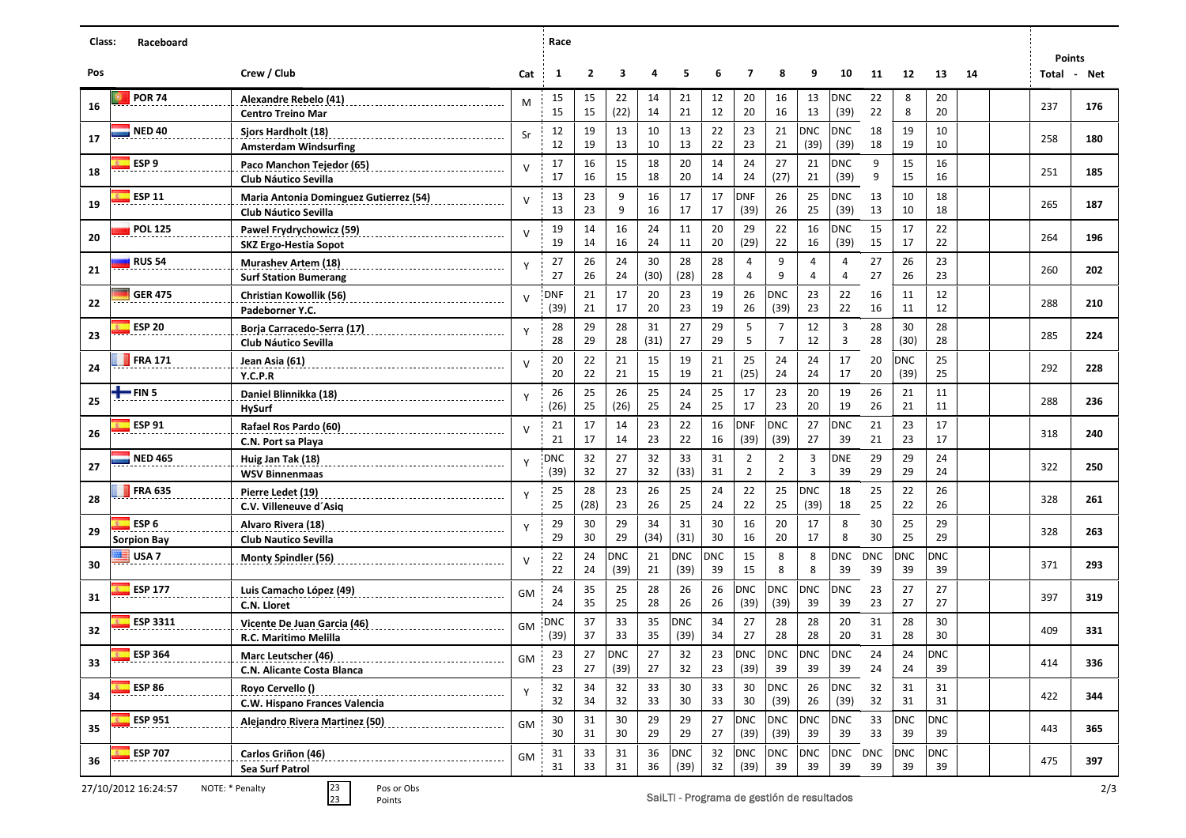**Class:** Raceboard

| Pos | Sail | Crew / Club | Cat | 1 | 2 | 3 | 4 | 5 | 6 | 7 | 8 | 9 | 10 | 11 | 12 | 13 | 14 | Total | Net |
|---|---|---|---|---|---|---|---|---|---|---|---|---|---|---|---|---|---|---|---|
| 16 | POR 74 | Alexandre Rebelo (41) / Centro Treino Mar | M | 15 / 15 | 15 / 15 | 22 / (22) | 14 / 14 | 21 / 21 | 12 / 12 | 20 / 20 | 16 / 16 | 13 / 13 | DNC / (39) | 22 / 22 | 8 / 8 | 20 / 20 | | 237 | 176 |
| 17 | NED 40 | Sjors Hardholt (18) / Amsterdam Windsurfing | Sr | 12 / 12 | 19 / 19 | 13 / 13 | 10 / 10 | 13 / 13 | 22 / 22 | 23 / 23 | 21 / 21 | DNC / (39) | DNC / (39) | 18 / 18 | 19 / 19 | 10 / 10 | | 258 | 180 |
| 18 | ESP 9 | Paco Manchon Tejedor (65) / Club Náutico Sevilla | V | 17 / 17 | 16 / 16 | 15 / 15 | 18 / 18 | 20 / 20 | 14 / 14 | 24 / 24 | 27 / (27) | 21 / 21 | DNC / (39) | 9 / 9 | 15 / 15 | 16 / 16 | | 251 | 185 |
| 19 | ESP 11 | Maria Antonia Dominguez Gutierrez (54) / Club Náutico Sevilla | V | 13 / 13 | 23 / 23 | 9 / 9 | 16 / 16 | 17 / 17 | 17 / 17 | DNF / (39) | 26 / 26 | 25 / 25 | DNC / (39) | 13 / 13 | 10 / 10 | 18 / 18 | | 265 | 187 |
| 20 | POL 125 | Pawel Frydrychowicz (59) / SKZ Ergo-Hestia Sopot | V | 19 / 19 | 14 / 14 | 16 / 16 | 24 / 24 | 11 / 11 | 20 / 20 | 29 / (29) | 22 / 22 | 16 / 16 | DNC / (39) | 15 / 15 | 17 / 17 | 22 / 22 | | 264 | 196 |
| 21 | RUS 54 | Murashev Artem (18) / Surf Station Bumerang | Y | 27 / 27 | 26 / 26 | 24 / 24 | 30 / (30) | 28 / (28) | 28 / 28 | 4 / 4 | 9 / 9 | 4 / 4 | 4 / 4 | 27 / 27 | 26 / 26 | 23 / 23 | | 260 | 202 |
| 22 | GER 475 | Christian Kowollik (56) / Padeborner Y.C. | V | DNF / (39) | 21 / 21 | 17 / 17 | 20 / 20 | 23 / 23 | 19 / 19 | 26 / 26 | DNC / (39) | 23 / 23 | 22 / 22 | 16 / 16 | 11 / 11 | 12 / 12 | | 288 | 210 |
| 23 | ESP 20 | Borja Carracedo-Serra (17) / Club Náutico Sevilla | Y | 28 / 28 | 29 / 29 | 28 / 28 | 31 / (31) | 27 / 27 | 29 / 29 | 5 / 5 | 7 / 7 | 12 / 12 | 3 / 3 | 28 / 28 | 30 / (30) | 28 / 28 | | 285 | 224 |
| 24 | FRA 171 | Jean Asia (61) / Y.C.P.R | V | 20 / 20 | 22 / 22 | 21 / 21 | 15 / 15 | 19 / 19 | 21 / 21 | 25 / (25) | 24 / 24 | 24 / 24 | 17 / 17 | 20 / 20 | DNC / (39) | 25 / 25 | | 292 | 228 |
| 25 | FIN 5 | Daniel Blinnikka (18) / HySurf | Y | 26 / (26) | 25 / 25 | 26 / (26) | 25 / 25 | 24 / 24 | 25 / 25 | 17 / 17 | 23 / 23 | 20 / 20 | 19 / 19 | 26 / 26 | 21 / 21 | 11 / 11 | | 288 | 236 |
| 26 | ESP 91 | Rafael Ros Pardo (60) / C.N. Port sa Playa | V | 21 / 21 | 17 / 17 | 14 / 14 | 23 / 23 | 22 / 22 | 16 / 16 | DNF / (39) | DNC / (39) | 27 / 27 | DNC / 39 | 21 / 21 | 23 / 23 | 17 / 17 | | 318 | 240 |
| 27 | NED 465 | Huig Jan Tak (18) / WSV Binnenmaas | Y | DNC / (39) | 32 / 32 | 27 / 27 | 32 / 32 | 33 / (33) | 31 / 31 | 2 / 2 | 2 / 2 | 3 / 3 | DNE / 39 | 29 / 29 | 29 / 29 | 24 / 24 | | 322 | 250 |
| 28 | FRA 635 | Pierre Ledet (19) / C.V. Villeneuve d´Asiq | Y | 25 / 25 | 28 / (28) | 23 / 23 | 26 / 26 | 25 / 25 | 24 / 24 | 22 / 22 | 25 / 25 | DNC / (39) | 18 / 18 | 25 / 25 | 22 / 22 | 26 / 26 | | 328 | 261 |
| 29 | ESP 6 / Sorpion Bay | Alvaro Rivera (18) / Club Nautico Sevilla | Y | 29 / 29 | 30 / 30 | 29 / 29 | 34 / (34) | 31 / (31) | 30 / 30 | 16 / 16 | 20 / 20 | 17 / 17 | 8 / 8 | 30 / 30 | 25 / 25 | 29 / 29 | | 328 | 263 |
| 30 | USA 7 | Monty Spindler (56) | V | 22 / 22 | 24 / 24 | DNC / (39) | 21 / 21 | DNC / (39) | DNC / 39 | 15 / 15 | 8 / 8 | 8 / 8 | DNC / 39 | DNC / 39 | DNC / 39 | DNC / 39 | | 371 | 293 |
| 31 | ESP 177 | Luis Camacho López (49) / C.N. Lloret | GM | 24 / 24 | 35 / 35 | 25 / 25 | 28 / 28 | 26 / 26 | 26 / 26 | DNC / (39) | DNC / (39) | DNC / 39 | DNC / 39 | 23 / 23 | 27 / 27 | 27 / 27 | | 397 | 319 |
| 32 | ESP 3311 | Vicente De Juan Garcia (46) / R.C. Maritimo Melilla | GM | DNC / (39) | 37 / 37 | 33 / 33 | 35 / 35 | DNC / (39) | 34 / 34 | 27 / 27 | 28 / 28 | 28 / 28 | 20 / 20 | 31 / 31 | 28 / 28 | 30 / 30 | | 409 | 331 |
| 33 | ESP 364 | Marc Leutscher (46) / C.N. Alicante Costa Blanca | GM | 23 / 23 | 27 / 27 | DNC / (39) | 27 / 27 | 32 / 32 | 23 / 23 | DNC / (39) | DNC / 39 | DNC / 39 | DNC / 39 | 24 / 24 | 24 / 24 | DNC / 39 | | 414 | 336 |
| 34 | ESP 86 | Royo Cervello () / C.W. Hispano Frances Valencia | Y | 32 / 32 | 34 / 34 | 32 / 32 | 33 / 33 | 30 / 30 | 33 / 33 | 30 / 30 | DNC / (39) | 26 / 26 | DNC / (39) | 32 / 32 | 31 / 31 | 31 / 31 | | 422 | 344 |
| 35 | ESP 951 | Alejandro Rivera Martinez (50) | GM | 30 / 30 | 31 / 31 | 30 / 30 | 29 / 29 | 29 / 29 | 27 / 27 | DNC / (39) | DNC / (39) | DNC / 39 | DNC / 39 | 33 / 33 | DNC / 39 | DNC / 39 | | 443 | 365 |
| 36 | ESP 707 | Carlos Griñon (46) / Sea Surf Patrol | GM | 31 / 31 | 33 / 33 | 31 / 31 | 36 / 36 | DNC / (39) | 32 / 32 | DNC / (39) | DNC / 39 | DNC / 39 | DNC / 39 | DNC / 39 | DNC / 39 | DNC / 39 | | 475 | 397 |

27/10/2012 16:24:57 NOTE: * Penalty — 23 / 23: Pos or Obs / Points

SaiLTI - Programa de gestión de resultados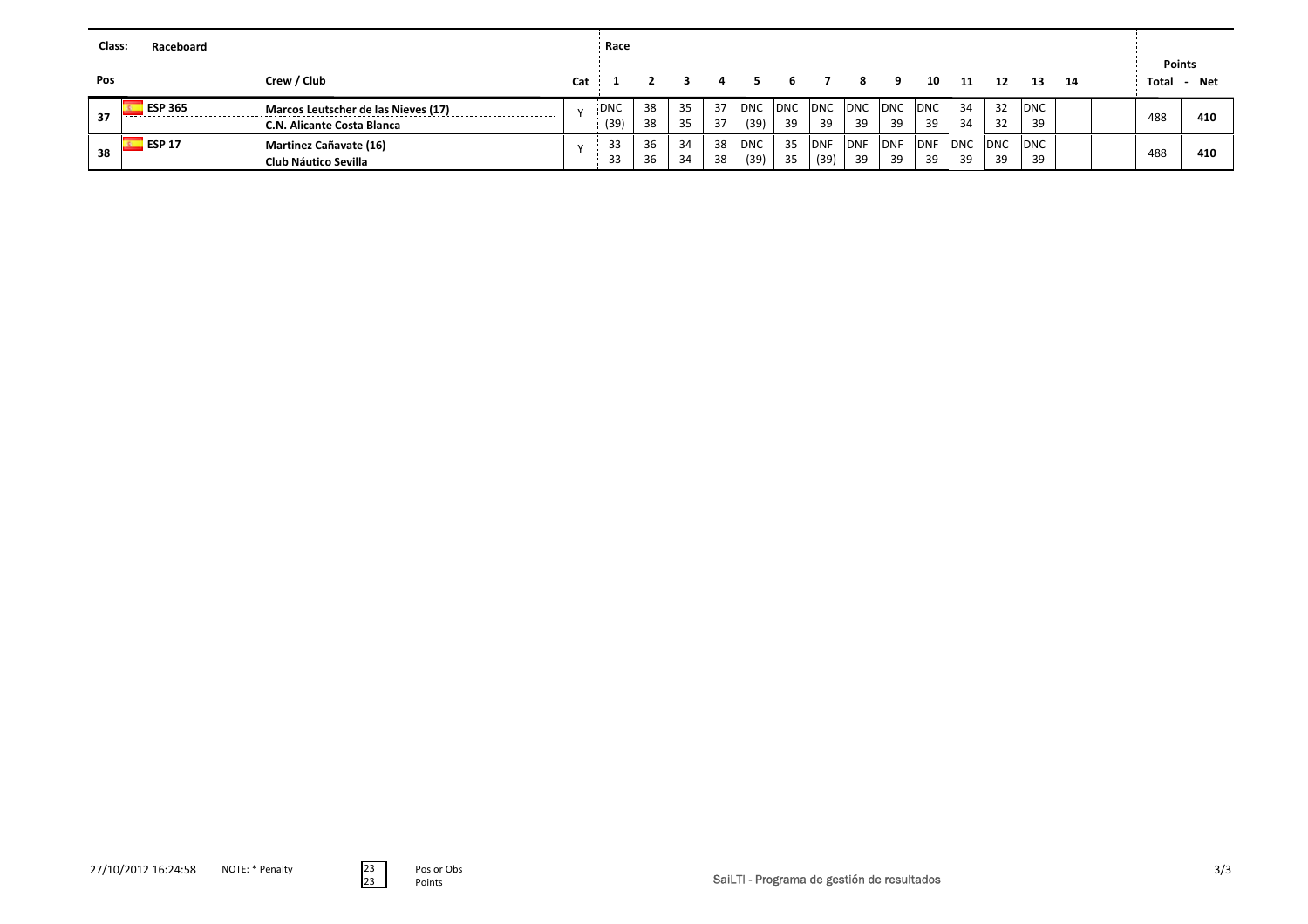| Class: Raceboard | | | | Race | | | | | | | | | | | | | | | Points | |
|---|---|---|---|---|---|---|---|---|---|---|---|---|---|---|---|---|---|---|---|---|
| Pos | | Crew / Club | Cat | 1 | 2 | 3 | 4 | 5 | 6 | 7 | 8 | 9 | 10 | 11 | 12 | 13 | 14 | | Total | Net |
| 37 | ESP 365 | Marcos Leutscher de las Nieves (17) C.N. Alicante Costa Blanca | Y | DNC (39) | 38 38 | 35 35 | 37 37 | DNC (39) | DNC 39 | DNC 39 | DNC 39 | DNC 39 | DNC 39 | 34 34 | 32 32 | DNC 39 | | | 488 | 410 |
| 38 | ESP 17 | Martinez Cañavate (16) Club Náutico Sevilla | Y | 33 33 | 36 36 | 34 34 | 38 38 | DNC (39) | 35 35 | DNF (39) | DNF 39 | DNF 39 | DNF 39 | DNC 39 | DNC 39 | DNC 39 | | | 488 | 410 |

27/10/2012 16:24:58 NOTE: * Penalty

23 Pos or Obs
23 Points

SaiLTI - Programa de gestión de resultados